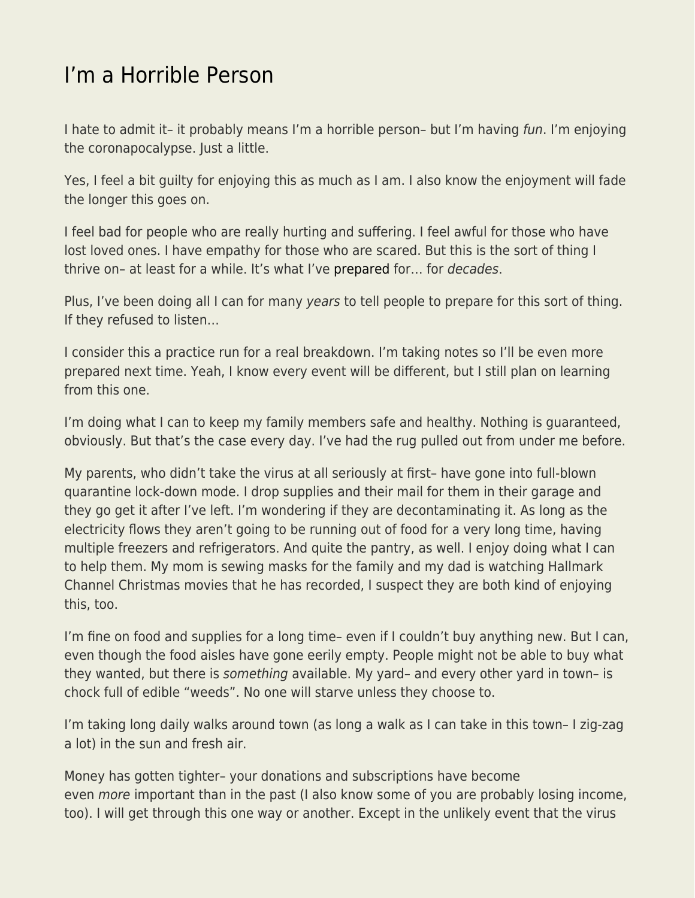# I'm a Horrible Person

I hate to admit it– it probably means I'm a horrible person– but I'm having *fun*. I'm enjoying the coronapocalypse. Just a little.

Yes, I feel a bit guilty for enjoying this as much as I am. I also know the enjoyment will fade the longer this goes on.

I feel bad for people who are really hurting and suffering. I feel awful for those who have lost loved ones. I have empathy for those who are scared. But this is the sort of thing I thrive on– at least for a while. It's what I've prepared for… for *decades*.

Plus, I've been doing all I can for many *years* to tell people to prepare for this sort of thing. If they refused to listen…

I consider this a practice run for a real breakdown. I'm taking notes so I'll be even more prepared next time. Yeah, I know every event will be different, but I still plan on learning from this one.

I'm doing what I can to keep my family members safe and healthy. Nothing is guaranteed, obviously. But that's the case every day. I've had the rug pulled out from under me before.

My parents, who didn't take the virus at all seriously at first– have gone into full-blown quarantine lock-down mode. I drop supplies and their mail for them in their garage and they go get it after I've left. I'm wondering if they are decontaminating it. As long as the electricity flows they aren't going to be running out of food for a very long time, having multiple freezers and refrigerators. And quite the pantry, as well. I enjoy doing what I can to help them. My mom is sewing masks for the family and my dad is watching Hallmark Channel Christmas movies that he has recorded, I suspect they are both kind of enjoying this, too.

I'm fine on food and supplies for a long time– even if I couldn't buy anything new. But I can, even though the food aisles have gone eerily empty. People might not be able to buy what they wanted, but there is *something* available. My yard– and every other yard in town– is chock full of edible "weeds". No one will starve unless they choose to.

I'm taking long daily walks around town (as long a walk as I can take in this town– I zig-zag a lot) in the sun and fresh air.

Money has gotten tighter– your donations and subscriptions have become even *more* important than in the past (I also know some of you are probably losing income, too). I will get through this one way or another. Except in the unlikely event that the virus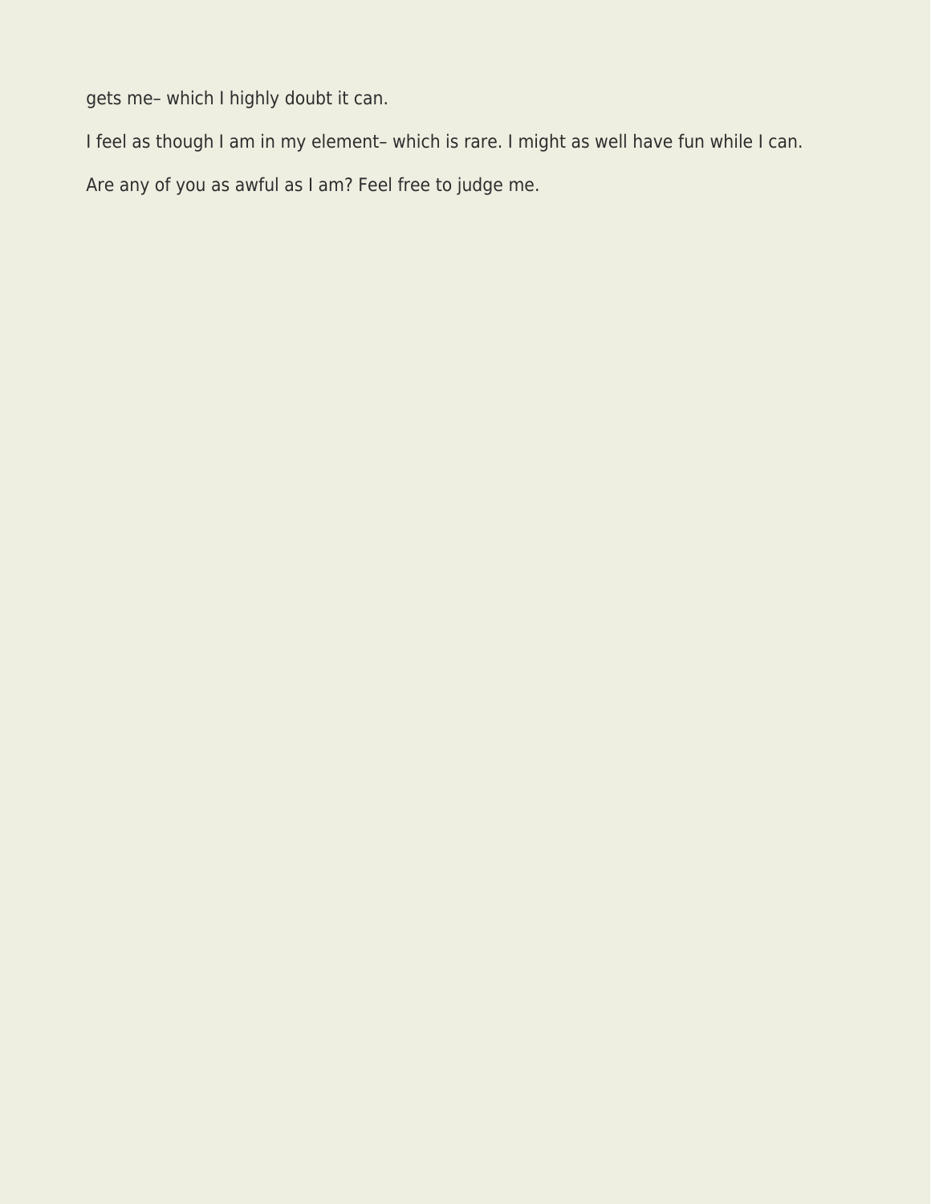gets me– which I highly doubt it can.

I feel as though I am in my element– which is rare. I might as well have fun while I can.

Are any of you as awful as I am? Feel free to judge me.